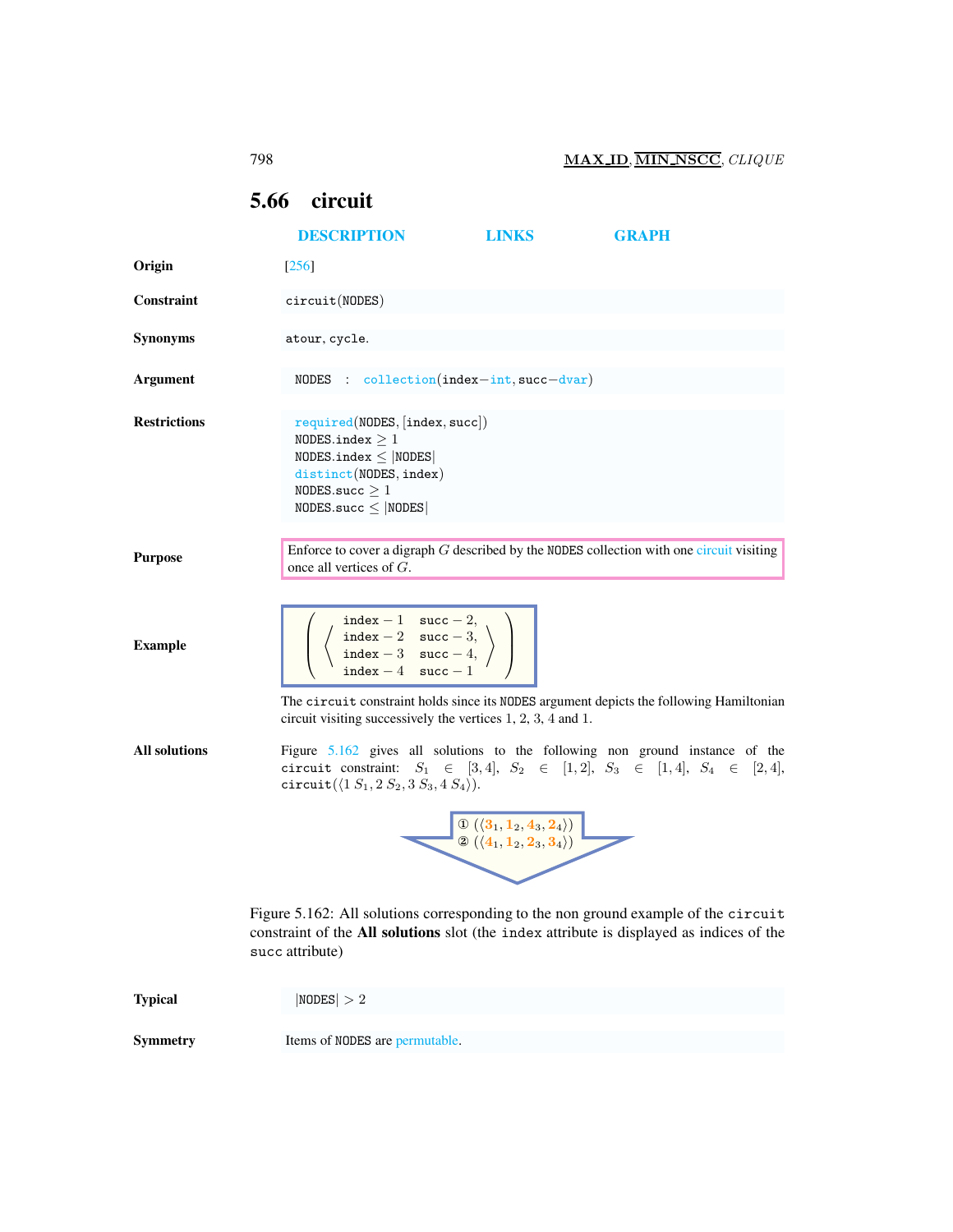## 5.66 circuit

DESCRIPTION LINKS GRAPH

**Origin** [256]

**Constraint** circuit(NODES)

**Synonyms** atour, cycle.

**Argument** NODES : collection(index−int, succ−dvar)

**Restrictions**
required(NODES, [index, succ])
NODES.index ≥ 1
NODES.index ≤ |NODES|
distinct(NODES, index)
NODES.succ ≥ 1
NODES.succ ≤ |NODES|

**Purpose** Enforce to cover a digraph $G$ described by the NODES collection with one circuit visiting once all vertices of $G$.

**Example**

$$\left(\left\langle\begin{array}{ll} \texttt{index}-1 & \texttt{succ}-2, \\ \texttt{index}-2 & \texttt{succ}-3, \\ \texttt{index}-3 & \texttt{succ}-4, \\ \texttt{index}-4 & \texttt{succ}-1 \end{array}\right\rangle\right)$$

The circuit constraint holds since its NODES argument depicts the following Hamiltonian circuit visiting successively the vertices 1, 2, 3, 4 and 1.

**All solutions** Figure 5.162 gives all solutions to the following non ground instance of the circuit constraint: $S_1 \in [3,4]$, $S_2 \in [1,2]$, $S_3 \in [1,4]$, $S_4 \in [2,4]$, circuit($\langle 1\ S_1, 2\ S_2, 3\ S_3, 4\ S_4\rangle$).

① $(\langle 3_1, 1_2, 4_3, 2_4\rangle)$
② $(\langle 4_1, 1_2, 2_3, 3_4\rangle)$

Figure 5.162: All solutions corresponding to the non ground example of the circuit constraint of the **All solutions** slot (the index attribute is displayed as indices of the succ attribute)

**Typical** $|\text{NODES}| > 2$

**Symmetry** Items of NODES are permutable.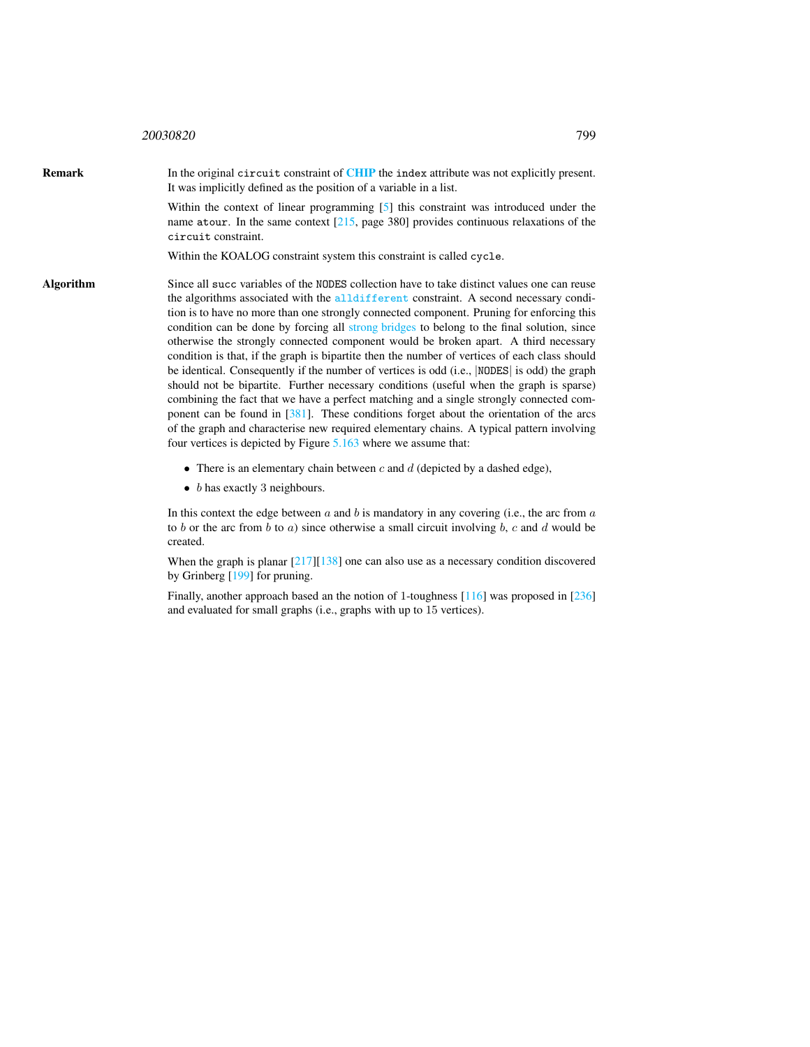**Remark**

In the original `circuit` constraint of **CHIP** the `index` attribute was not explicitly present. It was implicitly defined as the position of a variable in a list.

Within the context of linear programming [5] this constraint was introduced under the name `atour`. In the same context [215, page 380] provides continuous relaxations of the `circuit` constraint.

Within the KOALOG constraint system this constraint is called `cycle`.

**Algorithm**

Since all `succ` variables of the `NODES` collection have to take distinct values one can reuse the algorithms associated with the `alldifferent` constraint. A second necessary condition is to have no more than one strongly connected component. Pruning for enforcing this condition can be done by forcing all strong bridges to belong to the final solution, since otherwise the strongly connected component would be broken apart. A third necessary condition is that, if the graph is bipartite then the number of vertices of each class should be identical. Consequently if the number of vertices is odd (i.e., |`NODES`| is odd) the graph should not be bipartite. Further necessary conditions (useful when the graph is sparse) combining the fact that we have a perfect matching and a single strongly connected component can be found in [381]. These conditions forget about the orientation of the arcs of the graph and characterise new required elementary chains. A typical pattern involving four vertices is depicted by Figure 5.163 where we assume that:

- There is an elementary chain between $c$ and $d$ (depicted by a dashed edge),
- $b$ has exactly 3 neighbours.

In this context the edge between $a$ and $b$ is mandatory in any covering (i.e., the arc from $a$ to $b$ or the arc from $b$ to $a$) since otherwise a small circuit involving $b$, $c$ and $d$ would be created.

When the graph is planar [217][138] one can also use as a necessary condition discovered by Grinberg [199] for pruning.

Finally, another approach based an the notion of 1-toughness [116] was proposed in [236] and evaluated for small graphs (i.e., graphs with up to 15 vertices).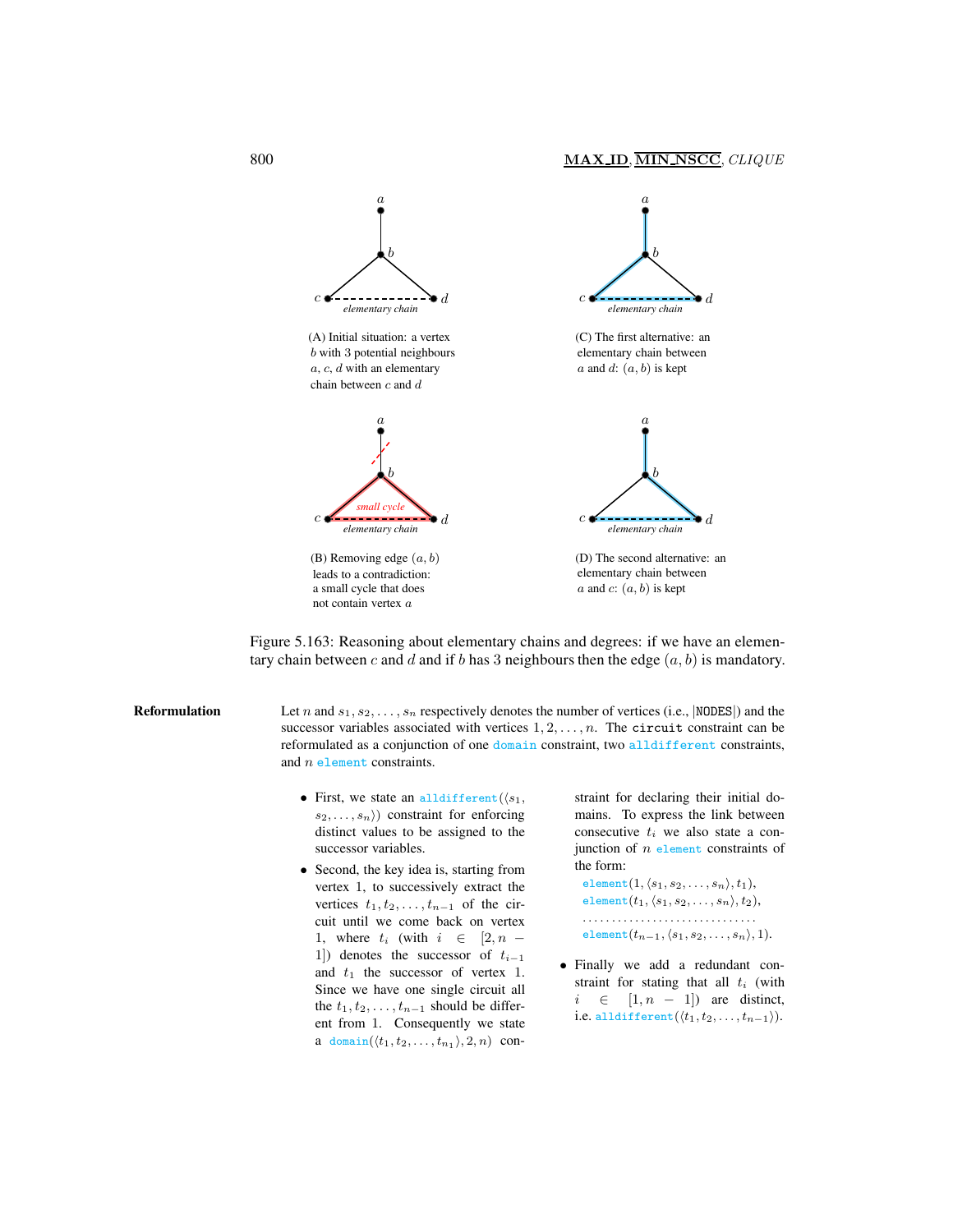(A) Initial situation: a vertex $b$ with 3 potential neighbours $a$, $c$, $d$ with an elementary chain between $c$ and $d$

(C) The first alternative: an elementary chain between $a$ and $d$: $(a, b)$ is kept

(B) Removing edge $(a, b)$ leads to a contradiction: a small cycle that does not contain vertex $a$

(D) The second alternative: an elementary chain between $a$ and $c$: $(a, b)$ is kept

Figure 5.163: Reasoning about elementary chains and degrees: if we have an elementary chain between $c$ and $d$ and if $b$ has 3 neighbours then the edge $(a, b)$ is mandatory.

**Reformulation** Let $n$ and $s_1, s_2, \ldots, s_n$ respectively denotes the number of vertices (i.e., |NODES|) and the successor variables associated with vertices $1, 2, \ldots, n$. The `circuit` constraint can be reformulated as a conjunction of one `domain` constraint, two `alldifferent` constraints, and $n$ `element` constraints.

- First, we state an `alldifferent`$(\langle s_1, s_2, \ldots, s_n\rangle)$ constraint for enforcing distinct values to be assigned to the successor variables.
- Second, the key idea is, starting from vertex 1, to successively extract the vertices $t_1, t_2, \ldots, t_{n-1}$ of the circuit until we come back on vertex 1, where $t_i$ (with $i \in [2, n-1]$) denotes the successor of $t_{i-1}$ and $t_1$ the successor of vertex 1. Since we have one single circuit all the $t_1, t_2, \ldots, t_{n-1}$ should be different from 1. Consequently we state a `domain`$(\langle t_1, t_2, \ldots, t_{n_1}\rangle, 2, n)$ constraint for declaring their initial domains. To express the link between consecutive $t_i$ we also state a conjunction of $n$ `element` constraints of the form:

  `element`$(1, \langle s_1, s_2, \ldots, s_n\rangle, t_1)$,
  `element`$(t_1, \langle s_1, s_2, \ldots, s_n\rangle, t_2)$,
  ..............................
  `element`$(t_{n-1}, \langle s_1, s_2, \ldots, s_n\rangle, 1)$.

- Finally we add a redundant constraint for stating that all $t_i$ (with $i \in [1, n-1]$) are distinct, i.e. `alldifferent`$(\langle t_1, t_2, \ldots, t_{n-1}\rangle)$.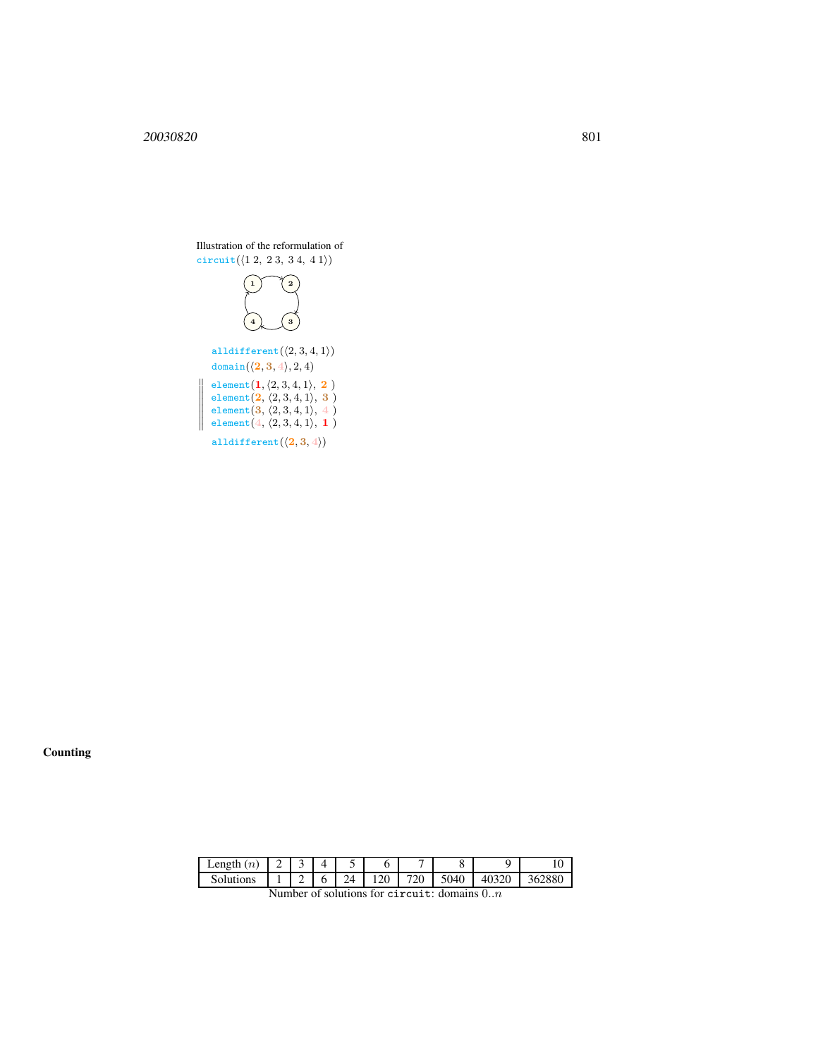Illustration of the reformulation of
`circuit`(⟨1 2, 2 3, 3 4, 4 1⟩)

`alldifferent`(⟨2, 3, 4, 1⟩)
`domain`(⟨**2**, **3**, **4**⟩, 2, 4)

`element`(**1**, ⟨2, 3, 4, 1⟩, **2** )
`element`(**2**, ⟨2, 3, 4, 1⟩, **3** )
`element`(**3**, ⟨2, 3, 4, 1⟩, **4** )
`element`(**4**, ⟨2, 3, 4, 1⟩, **1** )

`alldifferent`(⟨**2**, **3**, **4**⟩)

## Counting

| Length ($n$) | 2 | 3 | 4 | 5 | 6 | 7 | 8 | 9 | 10 |
|---|---|---|---|---|---|---|---|---|---|
| Solutions | 1 | 2 | 6 | 24 | 120 | 720 | 5040 | 40320 | 362880 |

Number of solutions for `circuit`: domains $0..n$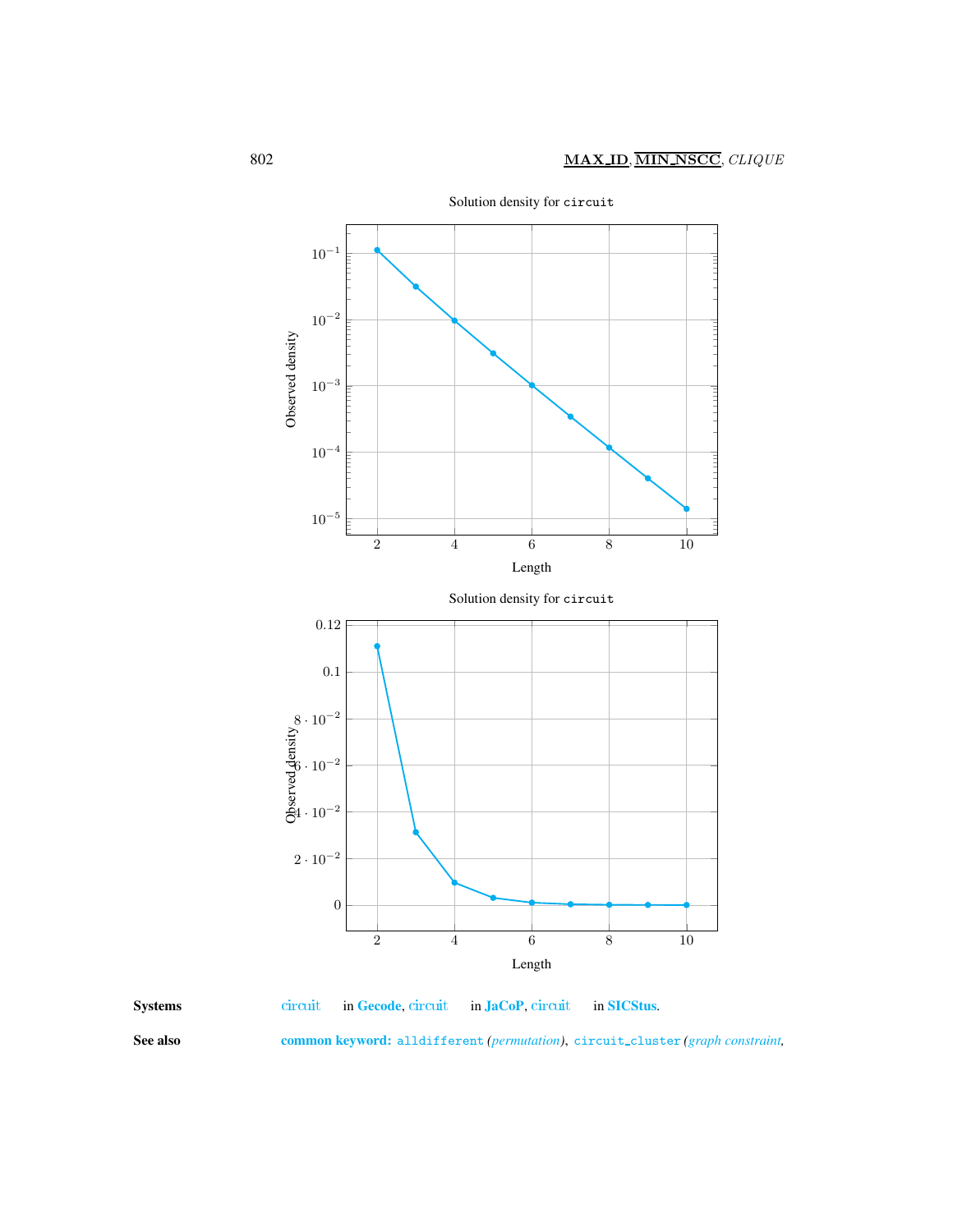Solution density for `circuit`

Solution density for `circuit`

**Systems** circuit in **Gecode**, circuit in **JaCoP**, circuit in **SICStus**.

**See also** **common keyword:** `alldifferent` *(permutation)*, `circuit_cluster` *(graph constraint*,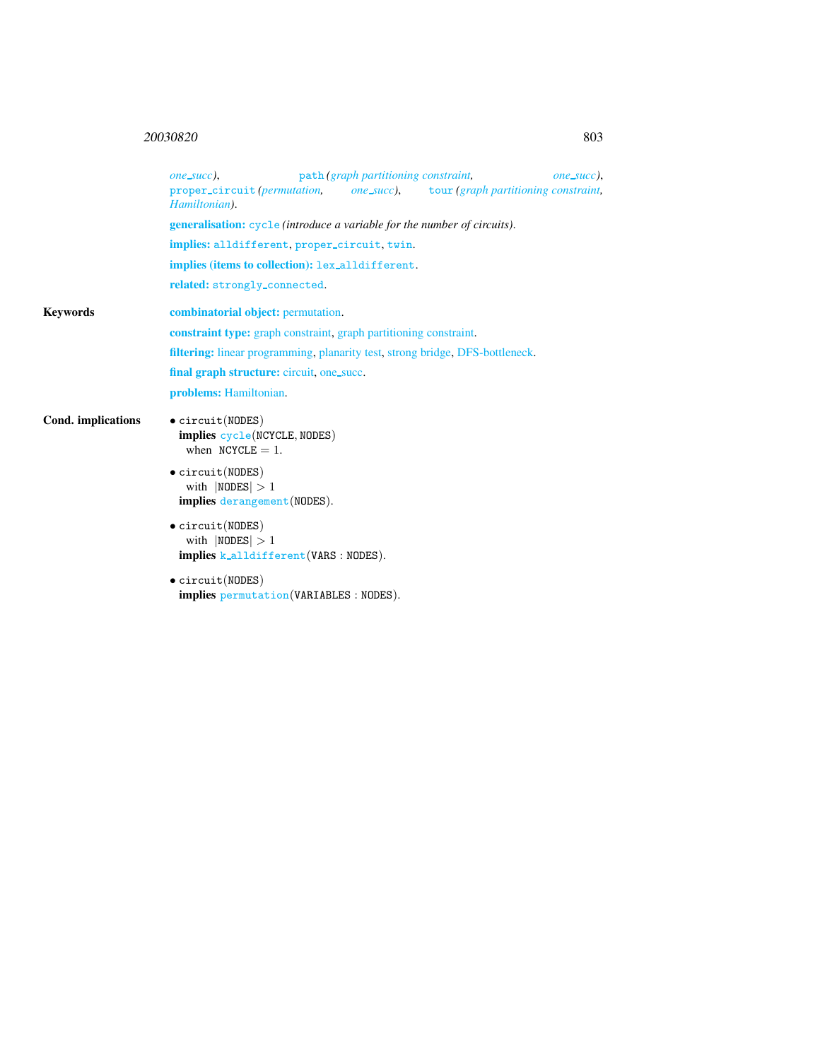*one_succ*), path (*graph partitioning constraint*, *one_succ*), proper_circuit (*permutation*, *one_succ*), tour (*graph partitioning constraint*, *Hamiltonian*).

**generalisation:** cycle (*introduce a variable for the number of circuits*).

**implies:** alldifferent, proper_circuit, twin.

**implies (items to collection):** lex_alldifferent.

**related:** strongly_connected.

**Keywords**

**combinatorial object:** permutation.

**constraint type:** graph constraint, graph partitioning constraint.

**filtering:** linear programming, planarity test, strong bridge, DFS-bottleneck.

**final graph structure:** circuit, one_succ.

**problems:** Hamiltonian.

**Cond. implications**

- circuit(NODES)
  **implies** cycle(NCYCLE, NODES)
  when NCYCLE $= 1$.

- circuit(NODES)
  with $|\text{NODES}| > 1$
  **implies** derangement(NODES).

- circuit(NODES)
  with $|\text{NODES}| > 1$
  **implies** k_alldifferent(VARS : NODES).

- circuit(NODES)
  **implies** permutation(VARIABLES : NODES).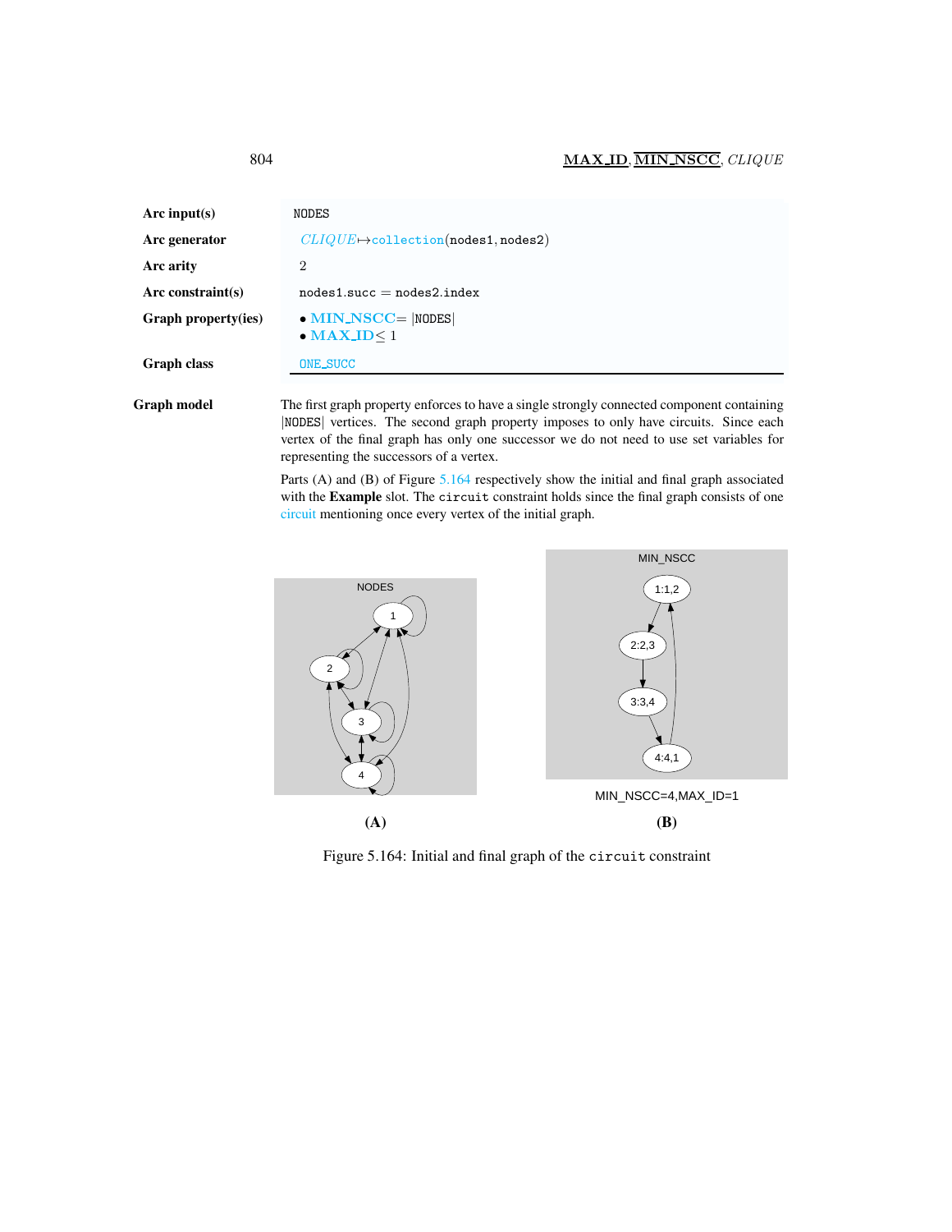| | |
|---|---|
| **Arc input(s)** | NODES |
| **Arc generator** | *CLIQUE* ↦ collection(nodes1, nodes2) |
| **Arc arity** | 2 |
| **Arc constraint(s)** | nodes1.succ = nodes2.index |
| **Graph property(ies)** | • **MIN_NSCC** = \|NODES\|<br>• **MAX_ID** ≤ 1 |
| **Graph class** | ONE_SUCC |

**Graph model**

The first graph property enforces to have a single strongly connected component containing |NODES| vertices. The second graph property imposes to only have circuits. Since each vertex of the final graph has only one successor we do not need to use set variables for representing the successors of a vertex.

Parts (A) and (B) of Figure 5.164 respectively show the initial and final graph associated with the **Example** slot. The circuit constraint holds since the final graph consists of one circuit mentioning once every vertex of the initial graph.

MIN_NSCC=4,MAX_ID=1

(A) (B)

Figure 5.164: Initial and final graph of the circuit constraint